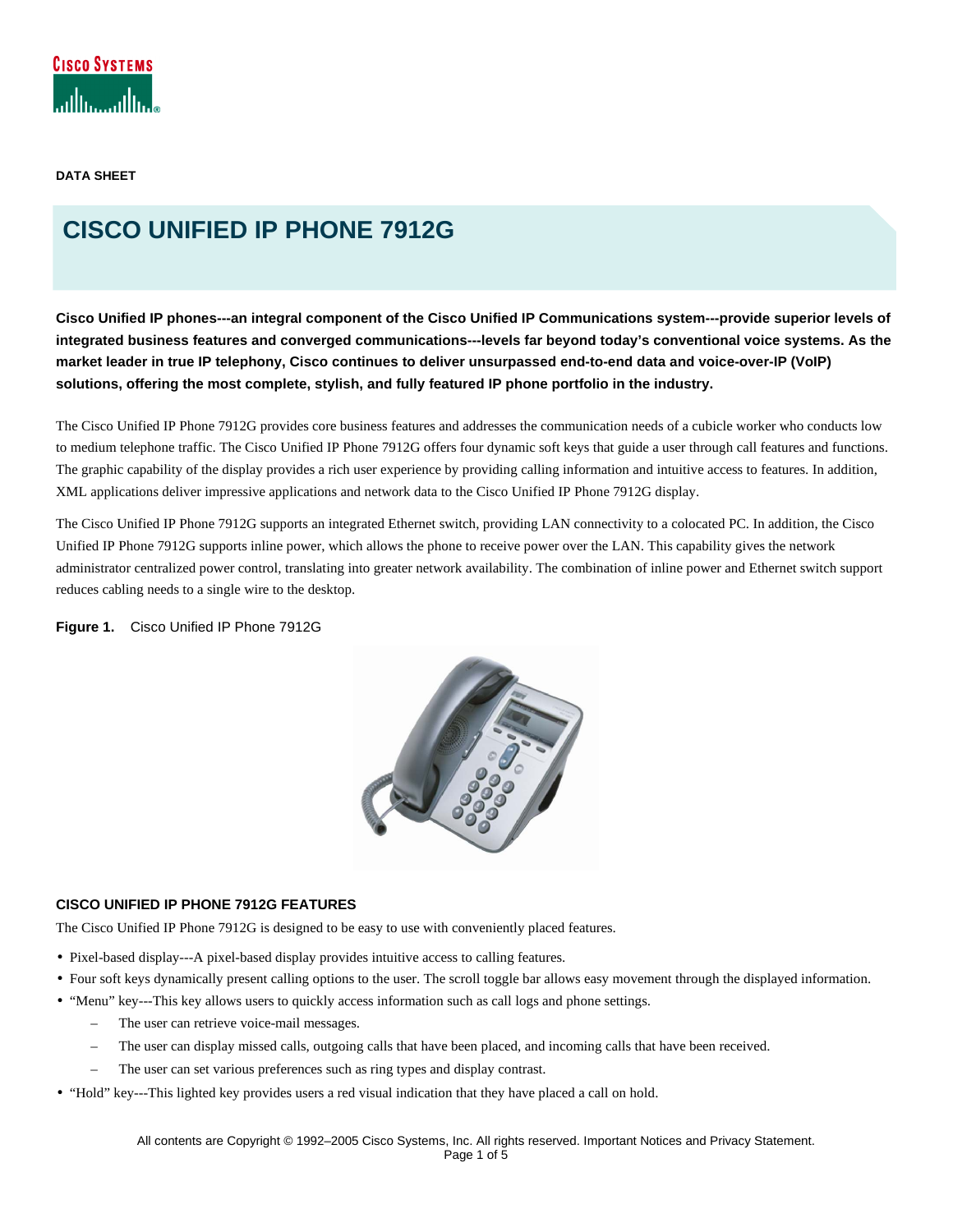DATA SHEET

# CISCO UNIFIED IP PHONE 7912G

**Cisco Unified IP phones---an integral component of the Cisco Unified IP Communications system---provide superior levels of integrated business features and converged communications---levels far beyond today's conventional voice systems. As the market leader in true IP telephony, Cisco continues to deliver unsurpassed end-to-end data and voice-over-IP (VoIP) solutions, offering the most complete, stylish, and fully featured IP phone portfolio in the industry.**

The Cisco Unified IP Phone 7912G provides core business features and addresses the communication needs of a cubicle worker who conducts low to medium telephone traffic. The Cisco Unified IP Phone 7912G offers four dynamic soft keys that guide a user through call features and functions. The graphic capability of the display provides a rich user experience by providing calling information and intuitive access to features. In addition, XML applications deliver impressive applications and network data to the Cisco Unified IP Phone 7912G display.

The Cisco Unified IP Phone 7912G supports an integrated Ethernet switch, providing LAN connectivity to a colocated PC. In addition, the Cisco Unified IP Phone 7912G supports inline power, which allows the phone to receive power over the LAN. This capability gives the network administrator centralized power control, translating into greater network availability. The combination of inline power and Ethernet switch support reduces cabling needs to a single wire to the desktop.

**Figure 1.** Cisco Unified IP Phone 7912G

## CISCO UNIFIED IP PHONE 7912G FEATURES

The Cisco Unified IP Phone 7912G is designed to be easy to use with conveniently placed features.

- Pixel-based display---A pixel-based display provides intuitive access to calling features.
- Four soft keys dynamically present calling options to the user. The scroll toggle bar allows easy movement through the displayed information.
- "Menu" key---This key allows users to quickly access information such as call logs and phone settings.
  - The user can retrieve voice-mail messages.
  - The user can display missed calls, outgoing calls that have been placed, and incoming calls that have been received.
  - The user can set various preferences such as ring types and display contrast.
- "Hold" key---This lighted key provides users a red visual indication that they have placed a call on hold.

All contents are Copyright © 1992–2005 Cisco Systems, Inc. All rights reserved. Important Notices and Privacy Statement.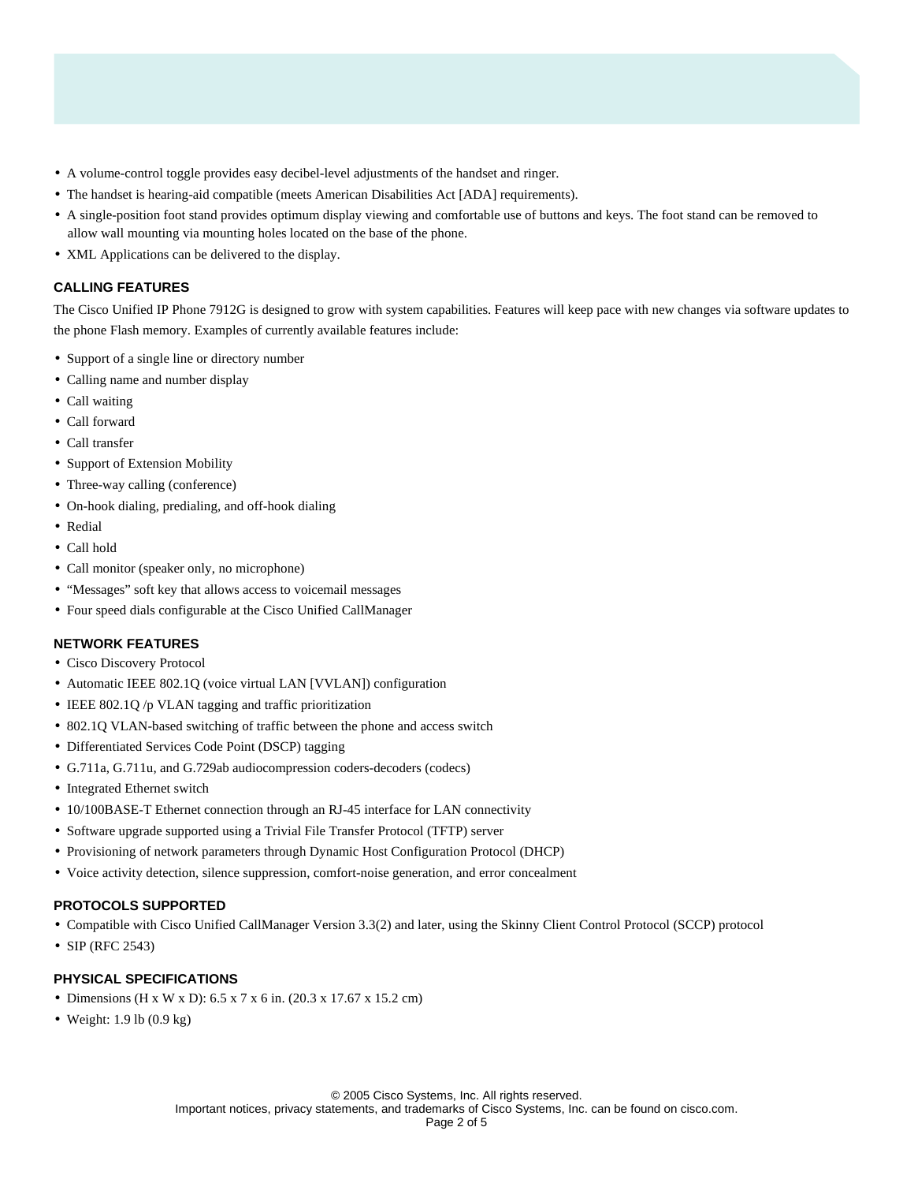- A volume-control toggle provides easy decibel-level adjustments of the handset and ringer.
- The handset is hearing-aid compatible (meets American Disabilities Act [ADA] requirements).
- A single-position foot stand provides optimum display viewing and comfortable use of buttons and keys. The foot stand can be removed to allow wall mounting via mounting holes located on the base of the phone.
- XML Applications can be delivered to the display.

## CALLING FEATURES

The Cisco Unified IP Phone 7912G is designed to grow with system capabilities. Features will keep pace with new changes via software updates to the phone Flash memory. Examples of currently available features include:

- Support of a single line or directory number
- Calling name and number display
- Call waiting
- Call forward
- Call transfer
- Support of Extension Mobility
- Three-way calling (conference)
- On-hook dialing, predialing, and off-hook dialing
- Redial
- Call hold
- Call monitor (speaker only, no microphone)
- "Messages" soft key that allows access to voicemail messages
- Four speed dials configurable at the Cisco Unified CallManager

## NETWORK FEATURES

- Cisco Discovery Protocol
- Automatic IEEE 802.1Q (voice virtual LAN [VVLAN]) configuration
- IEEE 802.1Q /p VLAN tagging and traffic prioritization
- 802.1Q VLAN-based switching of traffic between the phone and access switch
- Differentiated Services Code Point (DSCP) tagging
- G.711a, G.711u, and G.729ab audiocompression coders-decoders (codecs)
- Integrated Ethernet switch
- 10/100BASE-T Ethernet connection through an RJ-45 interface for LAN connectivity
- Software upgrade supported using a Trivial File Transfer Protocol (TFTP) server
- Provisioning of network parameters through Dynamic Host Configuration Protocol (DHCP)
- Voice activity detection, silence suppression, comfort-noise generation, and error concealment

## PROTOCOLS SUPPORTED

- Compatible with Cisco Unified CallManager Version 3.3(2) and later, using the Skinny Client Control Protocol (SCCP) protocol
- SIP (RFC 2543)

## PHYSICAL SPECIFICATIONS

- Dimensions (H x W x D): 6.5 x 7 x 6 in. (20.3 x 17.67 x 15.2 cm)
- Weight: 1.9 lb (0.9 kg)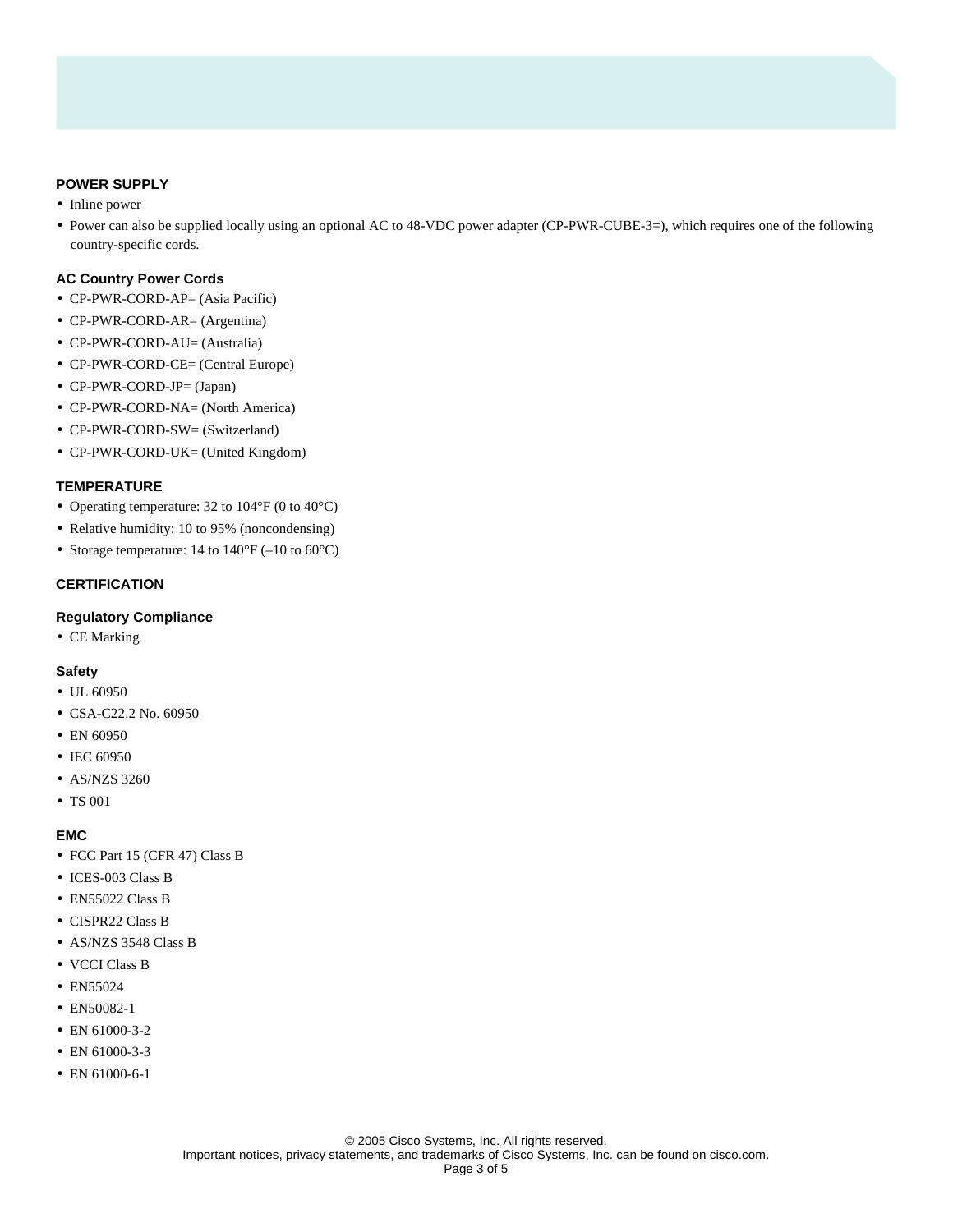## POWER SUPPLY

- Inline power
- Power can also be supplied locally using an optional AC to 48-VDC power adapter (CP-PWR-CUBE-3=), which requires one of the following country-specific cords.

### AC Country Power Cords

- CP-PWR-CORD-AP= (Asia Pacific)
- CP-PWR-CORD-AR= (Argentina)
- CP-PWR-CORD-AU= (Australia)
- CP-PWR-CORD-CE= (Central Europe)
- CP-PWR-CORD-JP= (Japan)
- CP-PWR-CORD-NA= (North America)
- CP-PWR-CORD-SW= (Switzerland)
- CP-PWR-CORD-UK= (United Kingdom)

## TEMPERATURE

- Operating temperature: 32 to 104°F (0 to 40°C)
- Relative humidity: 10 to 95% (noncondensing)
- Storage temperature: 14 to 140°F (–10 to 60°C)

## CERTIFICATION

### Regulatory Compliance

- CE Marking

### Safety

- UL 60950
- CSA-C22.2 No. 60950
- EN 60950
- IEC 60950
- AS/NZS 3260
- TS 001

### EMC

- FCC Part 15 (CFR 47) Class B
- ICES-003 Class B
- EN55022 Class B
- CISPR22 Class B
- AS/NZS 3548 Class B
- VCCI Class B
- EN55024
- EN50082-1
- EN 61000-3-2
- EN 61000-3-3
- EN 61000-6-1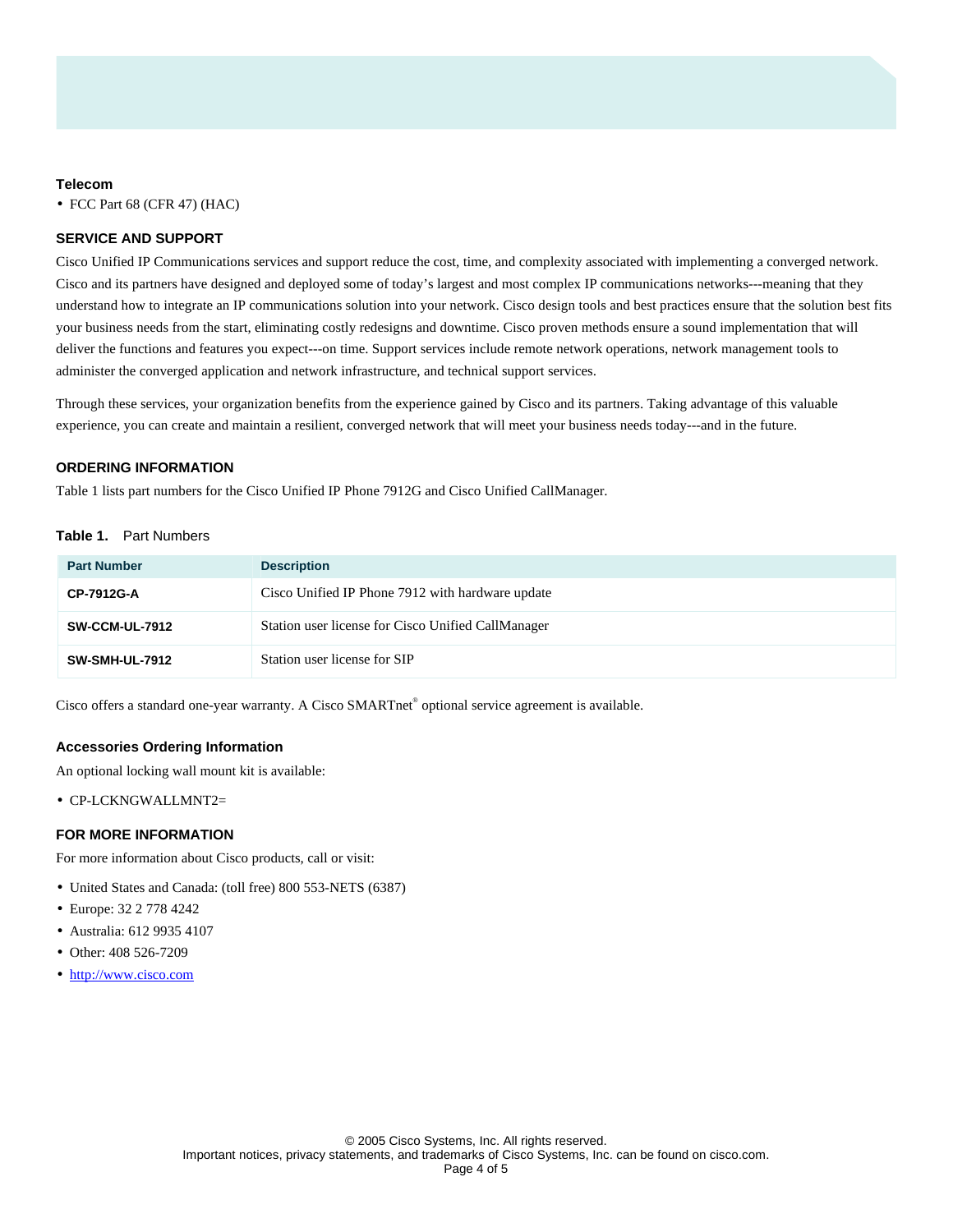### Telecom

- FCC Part 68 (CFR 47) (HAC)

## SERVICE AND SUPPORT

Cisco Unified IP Communications services and support reduce the cost, time, and complexity associated with implementing a converged network. Cisco and its partners have designed and deployed some of today's largest and most complex IP communications networks---meaning that they understand how to integrate an IP communications solution into your network. Cisco design tools and best practices ensure that the solution best fits your business needs from the start, eliminating costly redesigns and downtime. Cisco proven methods ensure a sound implementation that will deliver the functions and features you expect---on time. Support services include remote network operations, network management tools to administer the converged application and network infrastructure, and technical support services.

Through these services, your organization benefits from the experience gained by Cisco and its partners. Taking advantage of this valuable experience, you can create and maintain a resilient, converged network that will meet your business needs today---and in the future.

## ORDERING INFORMATION

Table 1 lists part numbers for the Cisco Unified IP Phone 7912G and Cisco Unified CallManager.

**Table 1.** Part Numbers

| Part Number | Description |
|---|---|
| **CP-7912G-A** | Cisco Unified IP Phone 7912 with hardware update |
| **SW-CCM-UL-7912** | Station user license for Cisco Unified CallManager |
| **SW-SMH-UL-7912** | Station user license for SIP |

Cisco offers a standard one-year warranty. A Cisco SMARTnet® optional service agreement is available.

### Accessories Ordering Information

An optional locking wall mount kit is available:

- CP-LCKNGWALLMNT2=

## FOR MORE INFORMATION

For more information about Cisco products, call or visit:

- United States and Canada: (toll free) 800 553-NETS (6387)
- Europe: 32 2 778 4242
- Australia: 612 9935 4107
- Other: 408 526-7209
- http://www.cisco.com

© 2005 Cisco Systems, Inc. All rights reserved.
Important notices, privacy statements, and trademarks of Cisco Systems, Inc. can be found on cisco.com.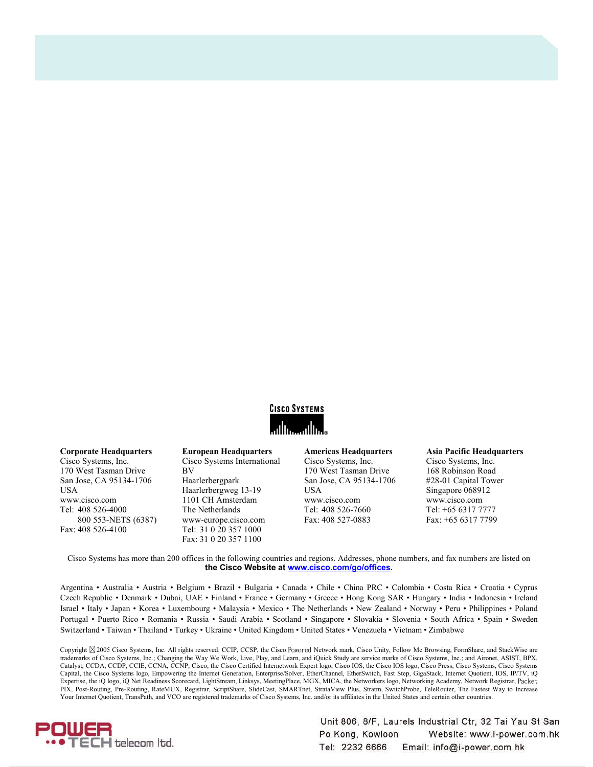**Corporate Headquarters**
Cisco Systems, Inc.
170 West Tasman Drive
San Jose, CA 95134-1706
USA
www.cisco.com
Tel: 408 526-4000
800 553-NETS (6387)
Fax: 408 526-4100

**European Headquarters**
Cisco Systems International BV
Haarlerbergpark
Haarlerbergweg 13-19
1101 CH Amsterdam
The Netherlands
www-europe.cisco.com
Tel: 31 0 20 357 1000
Fax: 31 0 20 357 1100

**Americas Headquarters**
Cisco Systems, Inc.
170 West Tasman Drive
San Jose, CA 95134-1706
USA
www.cisco.com
Tel: 408 526-7660
Fax: 408 527-0883

**Asia Pacific Headquarters**
Cisco Systems, Inc.
168 Robinson Road
#28-01 Capital Tower
Singapore 068912
www.cisco.com
Tel: +65 6317 7777
Fax: +65 6317 7799

Cisco Systems has more than 200 offices in the following countries and regions. Addresses, phone numbers, and fax numbers are listed on **the Cisco Website at www.cisco.com/go/offices.**

Argentina • Australia • Austria • Belgium • Brazil • Bulgaria • Canada • Chile • China PRC • Colombia • Costa Rica • Croatia • Cyprus Czech Republic • Denmark • Dubai, UAE • Finland • France • Germany • Greece • Hong Kong SAR • Hungary • India • Indonesia • Ireland Israel • Italy • Japan • Korea • Luxembourg • Malaysia • Mexico • The Netherlands • New Zealand • Norway • Peru • Philippines • Poland Portugal • Puerto Rico • Romania • Russia • Saudi Arabia • Scotland • Singapore • Slovakia • Slovenia • South Africa • Spain • Sweden Switzerland • Taiwan • Thailand • Turkey • Ukraine • United Kingdom • United States • Venezuela • Vietnam • Zimbabwe

Copyright © 2005 Cisco Systems, Inc. All rights reserved. CCIP, CCSP, the Cisco Powered Network mark, Cisco Unity, Follow Me Browsing, FormShare, and StackWise are trademarks of Cisco Systems, Inc.; Changing the Way We Work, Live, Play, and Learn, and iQuick Study are service marks of Cisco Systems, Inc.; and Aironet, ASIST, BPX, Catalyst, CCDA, CCDP, CCIE, CCNA, CCNP, Cisco, the Cisco Certified Internetwork Expert logo, Cisco IOS, the Cisco IOS logo, Cisco Press, Cisco Systems, Cisco Systems Capital, the Cisco Systems logo, Empowering the Internet Generation, Enterprise/Solver, EtherChannel, EtherSwitch, Fast Step, GigaStack, Internet Quotient, IOS, IP/TV, iQ Expertise, the iQ logo, iQ Net Readiness Scorecard, LightStream, Linksys, MeetingPlace, MGX, MICA, the Networkers logo, Networking Academy, Network Registrar, Packet, PIX, Post-Routing, Pre-Routing, RateMUX, Registrar, ScriptShare, SlideCast, SMARTnet, StrataView Plus, Stratm, SwitchProbe, TeleRouter, The Fastest Way to Increase Your Internet Quotient, TransPath, and VCO are registered trademarks of Cisco Systems, Inc. and/or its affiliates in the United States and certain other countries.

POWER TECH telecom ltd.

Unit 806, 8/F, Laurels Industrial Ctr, 32 Tai Yau St San Po Kong, Kowloon
Website: www.i-power.com.hk
Tel: 2232 6666
Email: info@i-power.com.hk